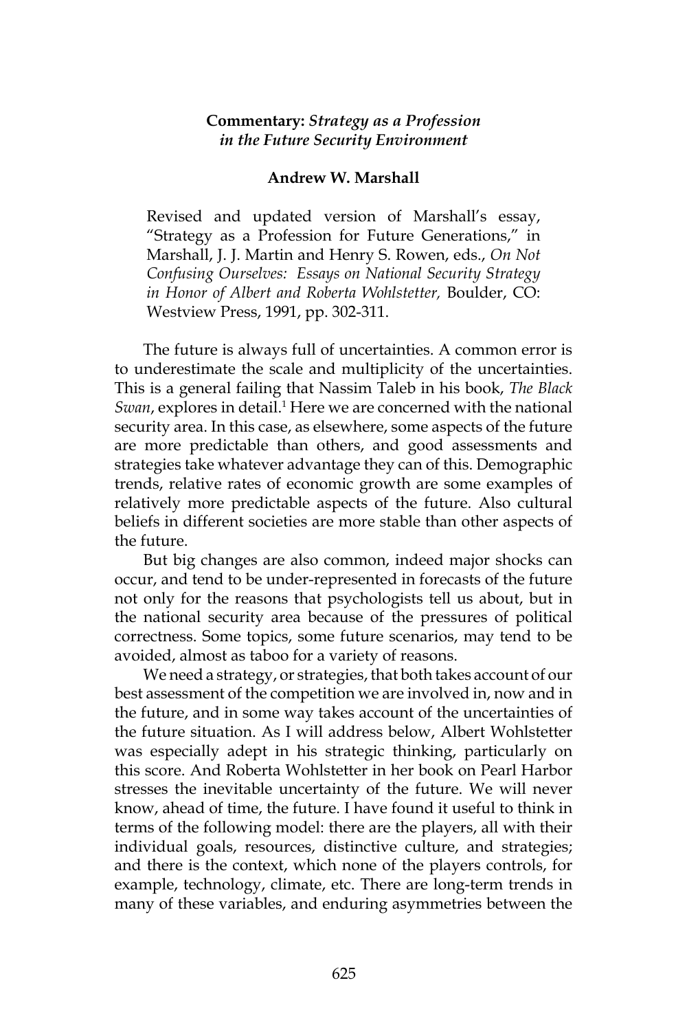**Commentary:** ***Strategy as a Profession in the Future Security Environment***

**Andrew W. Marshall**

Revised and updated version of Marshall's essay, "Strategy as a Profession for Future Generations," in Marshall, J. J. Martin and Henry S. Rowen, eds., *On Not Confusing Ourselves: Essays on National Security Strategy in Honor of Albert and Roberta Wohlstetter,* Boulder, CO: Westview Press, 1991, pp. 302-311.

The future is always full of uncertainties. A common error is to underestimate the scale and multiplicity of the uncertainties. This is a general failing that Nassim Taleb in his book, *The Black Swan*, explores in detail.[1] Here we are concerned with the national security area. In this case, as elsewhere, some aspects of the future are more predictable than others, and good assessments and strategies take whatever advantage they can of this. Demographic trends, relative rates of economic growth are some examples of relatively more predictable aspects of the future. Also cultural beliefs in different societies are more stable than other aspects of the future.

But big changes are also common, indeed major shocks can occur, and tend to be under-represented in forecasts of the future not only for the reasons that psychologists tell us about, but in the national security area because of the pressures of political correctness. Some topics, some future scenarios, may tend to be avoided, almost as taboo for a variety of reasons.

We need a strategy, or strategies, that both takes account of our best assessment of the competition we are involved in, now and in the future, and in some way takes account of the uncertainties of the future situation. As I will address below, Albert Wohlstetter was especially adept in his strategic thinking, particularly on this score. And Roberta Wohlstetter in her book on Pearl Harbor stresses the inevitable uncertainty of the future. We will never know, ahead of time, the future. I have found it useful to think in terms of the following model: there are the players, all with their individual goals, resources, distinctive culture, and strategies; and there is the context, which none of the players controls, for example, technology, climate, etc. There are long-term trends in many of these variables, and enduring asymmetries between the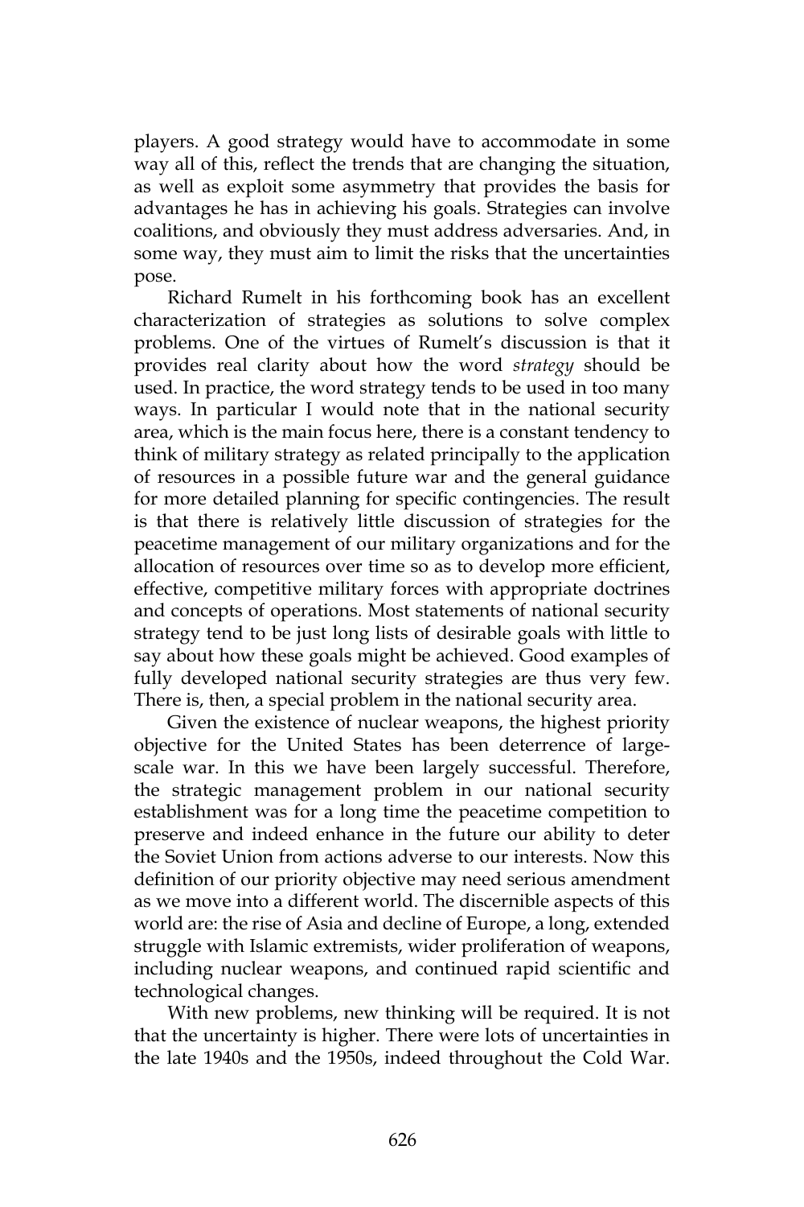players. A good strategy would have to accommodate in some way all of this, reflect the trends that are changing the situation, as well as exploit some asymmetry that provides the basis for advantages he has in achieving his goals. Strategies can involve coalitions, and obviously they must address adversaries. And, in some way, they must aim to limit the risks that the uncertainties pose.

Richard Rumelt in his forthcoming book has an excellent characterization of strategies as solutions to solve complex problems. One of the virtues of Rumelt's discussion is that it provides real clarity about how the word *strategy* should be used. In practice, the word strategy tends to be used in too many ways. In particular I would note that in the national security area, which is the main focus here, there is a constant tendency to think of military strategy as related principally to the application of resources in a possible future war and the general guidance for more detailed planning for specific contingencies. The result is that there is relatively little discussion of strategies for the peacetime management of our military organizations and for the allocation of resources over time so as to develop more efficient, effective, competitive military forces with appropriate doctrines and concepts of operations. Most statements of national security strategy tend to be just long lists of desirable goals with little to say about how these goals might be achieved. Good examples of fully developed national security strategies are thus very few. There is, then, a special problem in the national security area.

Given the existence of nuclear weapons, the highest priority objective for the United States has been deterrence of large-scale war. In this we have been largely successful. Therefore, the strategic management problem in our national security establishment was for a long time the peacetime competition to preserve and indeed enhance in the future our ability to deter the Soviet Union from actions adverse to our interests. Now this definition of our priority objective may need serious amendment as we move into a different world. The discernible aspects of this world are: the rise of Asia and decline of Europe, a long, extended struggle with Islamic extremists, wider proliferation of weapons, including nuclear weapons, and continued rapid scientific and technological changes.

With new problems, new thinking will be required. It is not that the uncertainty is higher. There were lots of uncertainties in the late 1940s and the 1950s, indeed throughout the Cold War.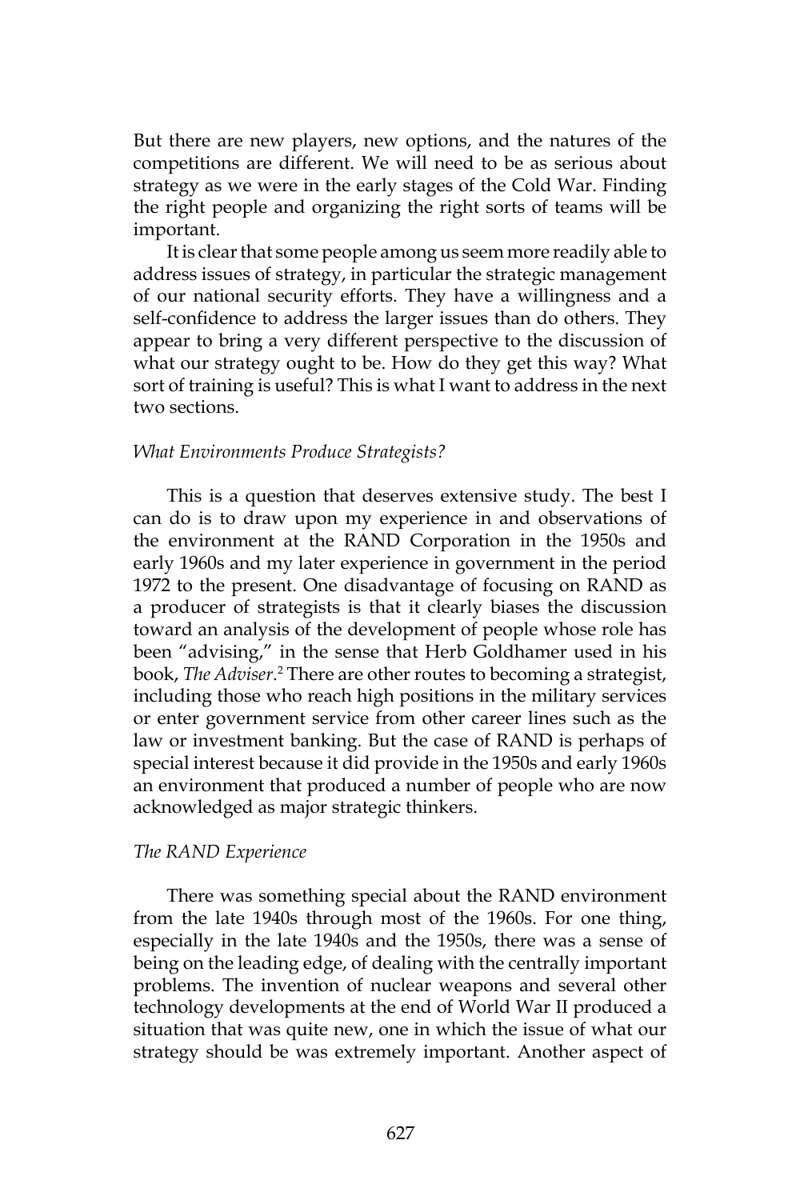But there are new players, new options, and the natures of the competitions are different. We will need to be as serious about strategy as we were in the early stages of the Cold War. Finding the right people and organizing the right sorts of teams will be important.

It is clear that some people among us seem more readily able to address issues of strategy, in particular the strategic management of our national security efforts. They have a willingness and a self-confidence to address the larger issues than do others. They appear to bring a very different perspective to the discussion of what our strategy ought to be. How do they get this way? What sort of training is useful? This is what I want to address in the next two sections.

### *What Environments Produce Strategists?*

This is a question that deserves extensive study. The best I can do is to draw upon my experience in and observations of the environment at the RAND Corporation in the 1950s and early 1960s and my later experience in government in the period 1972 to the present. One disadvantage of focusing on RAND as a producer of strategists is that it clearly biases the discussion toward an analysis of the development of people whose role has been "advising," in the sense that Herb Goldhamer used in his book, *The Adviser*.[2] There are other routes to becoming a strategist, including those who reach high positions in the military services or enter government service from other career lines such as the law or investment banking. But the case of RAND is perhaps of special interest because it did provide in the 1950s and early 1960s an environment that produced a number of people who are now acknowledged as major strategic thinkers.

### *The RAND Experience*

There was something special about the RAND environment from the late 1940s through most of the 1960s. For one thing, especially in the late 1940s and the 1950s, there was a sense of being on the leading edge, of dealing with the centrally important problems. The invention of nuclear weapons and several other technology developments at the end of World War II produced a situation that was quite new, one in which the issue of what our strategy should be was extremely important. Another aspect of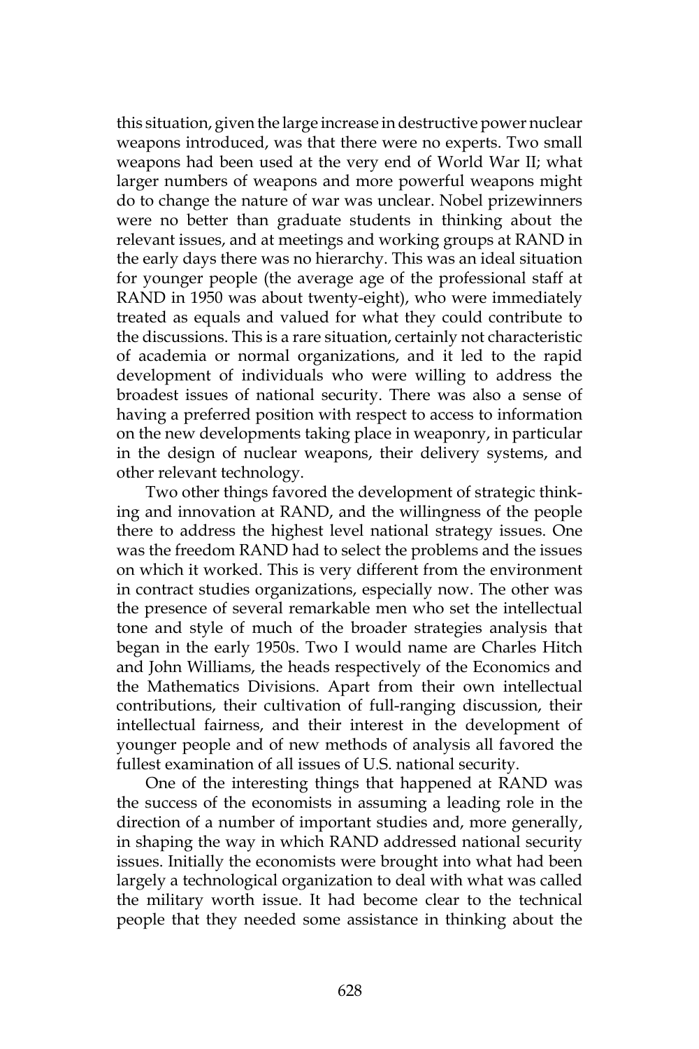this situation, given the large increase in destructive power nuclear weapons introduced, was that there were no experts. Two small weapons had been used at the very end of World War II; what larger numbers of weapons and more powerful weapons might do to change the nature of war was unclear. Nobel prizewinners were no better than graduate students in thinking about the relevant issues, and at meetings and working groups at RAND in the early days there was no hierarchy. This was an ideal situation for younger people (the average age of the professional staff at RAND in 1950 was about twenty-eight), who were immediately treated as equals and valued for what they could contribute to the discussions. This is a rare situation, certainly not characteristic of academia or normal organizations, and it led to the rapid development of individuals who were willing to address the broadest issues of national security. There was also a sense of having a preferred position with respect to access to information on the new developments taking place in weaponry, in particular in the design of nuclear weapons, their delivery systems, and other relevant technology.

Two other things favored the development of strategic thinking and innovation at RAND, and the willingness of the people there to address the highest level national strategy issues. One was the freedom RAND had to select the problems and the issues on which it worked. This is very different from the environment in contract studies organizations, especially now. The other was the presence of several remarkable men who set the intellectual tone and style of much of the broader strategies analysis that began in the early 1950s. Two I would name are Charles Hitch and John Williams, the heads respectively of the Economics and the Mathematics Divisions. Apart from their own intellectual contributions, their cultivation of full-ranging discussion, their intellectual fairness, and their interest in the development of younger people and of new methods of analysis all favored the fullest examination of all issues of U.S. national security.

One of the interesting things that happened at RAND was the success of the economists in assuming a leading role in the direction of a number of important studies and, more generally, in shaping the way in which RAND addressed national security issues. Initially the economists were brought into what had been largely a technological organization to deal with what was called the military worth issue. It had become clear to the technical people that they needed some assistance in thinking about the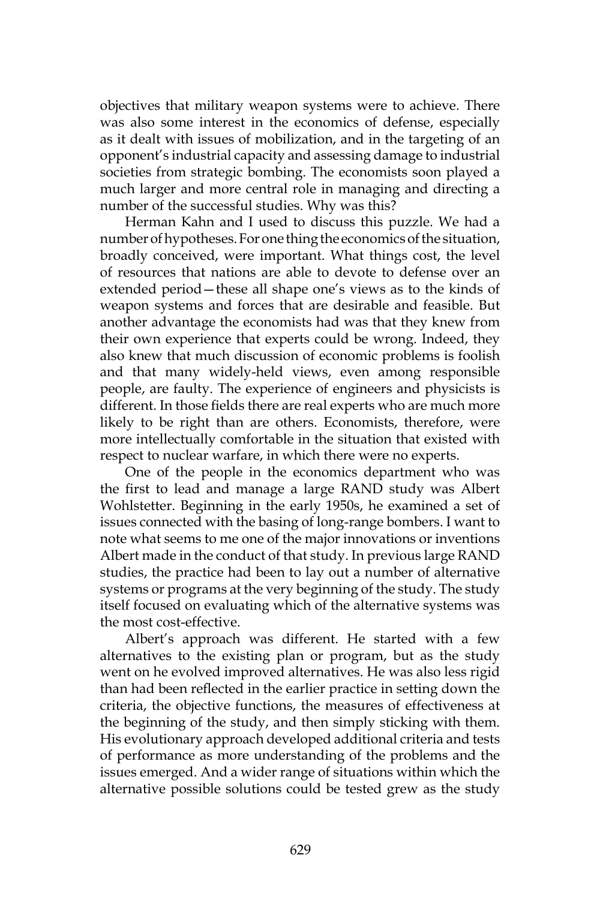objectives that military weapon systems were to achieve. There was also some interest in the economics of defense, especially as it dealt with issues of mobilization, and in the targeting of an opponent's industrial capacity and assessing damage to industrial societies from strategic bombing. The economists soon played a much larger and more central role in managing and directing a number of the successful studies. Why was this?

Herman Kahn and I used to discuss this puzzle. We had a number of hypotheses. For one thing the economics of the situation, broadly conceived, were important. What things cost, the level of resources that nations are able to devote to defense over an extended period—these all shape one's views as to the kinds of weapon systems and forces that are desirable and feasible. But another advantage the economists had was that they knew from their own experience that experts could be wrong. Indeed, they also knew that much discussion of economic problems is foolish and that many widely-held views, even among responsible people, are faulty. The experience of engineers and physicists is different. In those fields there are real experts who are much more likely to be right than are others. Economists, therefore, were more intellectually comfortable in the situation that existed with respect to nuclear warfare, in which there were no experts.

One of the people in the economics department who was the first to lead and manage a large RAND study was Albert Wohlstetter. Beginning in the early 1950s, he examined a set of issues connected with the basing of long-range bombers. I want to note what seems to me one of the major innovations or inventions Albert made in the conduct of that study. In previous large RAND studies, the practice had been to lay out a number of alternative systems or programs at the very beginning of the study. The study itself focused on evaluating which of the alternative systems was the most cost-effective.

Albert's approach was different. He started with a few alternatives to the existing plan or program, but as the study went on he evolved improved alternatives. He was also less rigid than had been reflected in the earlier practice in setting down the criteria, the objective functions, the measures of effectiveness at the beginning of the study, and then simply sticking with them. His evolutionary approach developed additional criteria and tests of performance as more understanding of the problems and the issues emerged. And a wider range of situations within which the alternative possible solutions could be tested grew as the study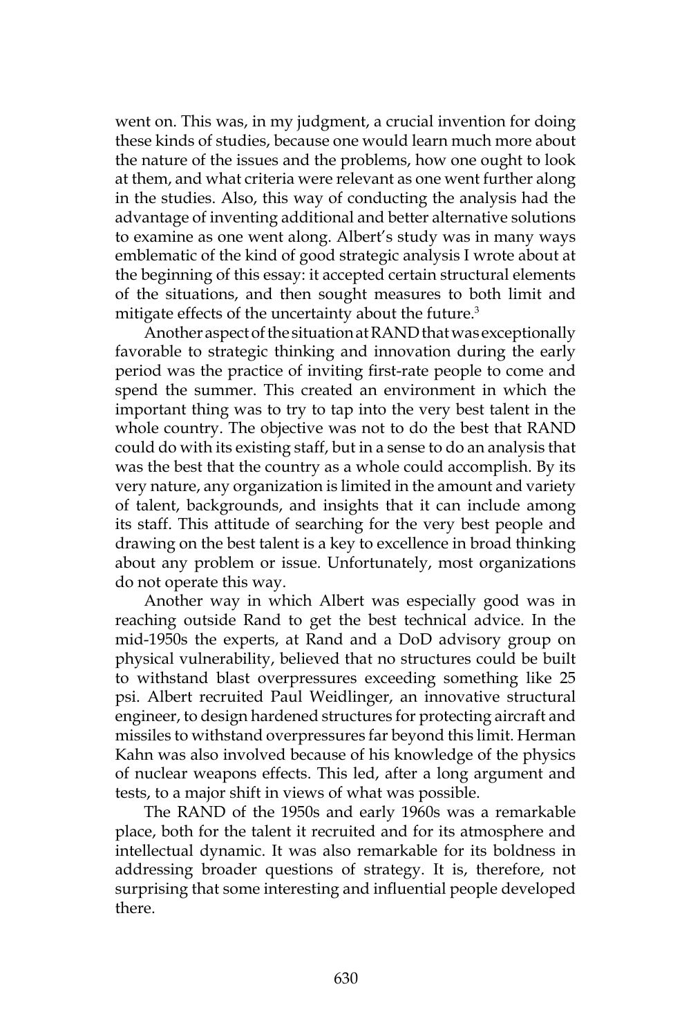went on. This was, in my judgment, a crucial invention for doing these kinds of studies, because one would learn much more about the nature of the issues and the problems, how one ought to look at them, and what criteria were relevant as one went further along in the studies. Also, this way of conducting the analysis had the advantage of inventing additional and better alternative solutions to examine as one went along. Albert's study was in many ways emblematic of the kind of good strategic analysis I wrote about at the beginning of this essay: it accepted certain structural elements of the situations, and then sought measures to both limit and mitigate effects of the uncertainty about the future.[3]

Another aspect of the situation at RAND that was exceptionally favorable to strategic thinking and innovation during the early period was the practice of inviting first-rate people to come and spend the summer. This created an environment in which the important thing was to try to tap into the very best talent in the whole country. The objective was not to do the best that RAND could do with its existing staff, but in a sense to do an analysis that was the best that the country as a whole could accomplish. By its very nature, any organization is limited in the amount and variety of talent, backgrounds, and insights that it can include among its staff. This attitude of searching for the very best people and drawing on the best talent is a key to excellence in broad thinking about any problem or issue. Unfortunately, most organizations do not operate this way.

Another way in which Albert was especially good was in reaching outside Rand to get the best technical advice. In the mid-1950s the experts, at Rand and a DoD advisory group on physical vulnerability, believed that no structures could be built to withstand blast overpressures exceeding something like 25 psi. Albert recruited Paul Weidlinger, an innovative structural engineer, to design hardened structures for protecting aircraft and missiles to withstand overpressures far beyond this limit. Herman Kahn was also involved because of his knowledge of the physics of nuclear weapons effects. This led, after a long argument and tests, to a major shift in views of what was possible.

The RAND of the 1950s and early 1960s was a remarkable place, both for the talent it recruited and for its atmosphere and intellectual dynamic. It was also remarkable for its boldness in addressing broader questions of strategy. It is, therefore, not surprising that some interesting and influential people developed there.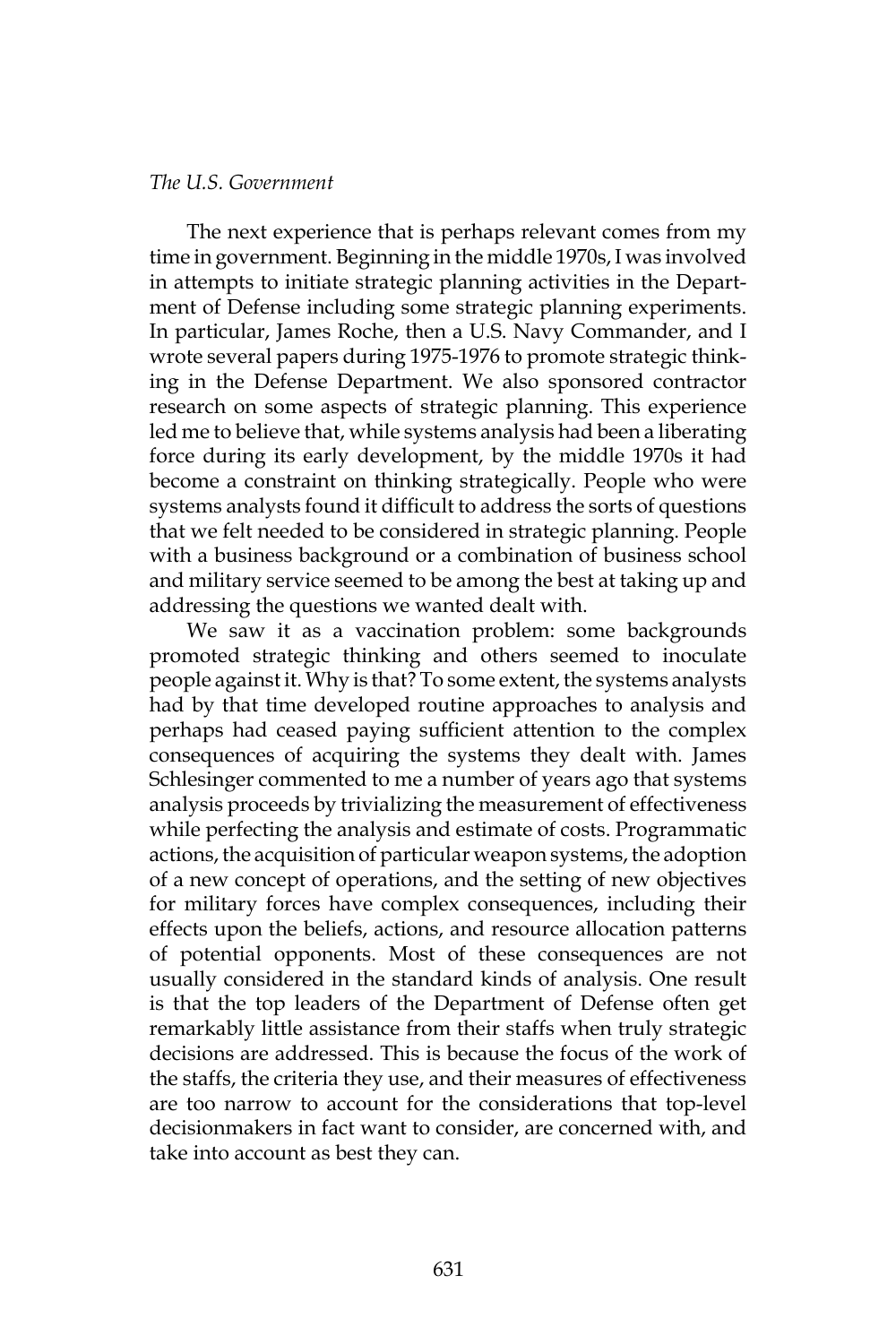*The U.S. Government*

The next experience that is perhaps relevant comes from my time in government. Beginning in the middle 1970s, I was involved in attempts to initiate strategic planning activities in the Department of Defense including some strategic planning experiments. In particular, James Roche, then a U.S. Navy Commander, and I wrote several papers during 1975-1976 to promote strategic thinking in the Defense Department. We also sponsored contractor research on some aspects of strategic planning. This experience led me to believe that, while systems analysis had been a liberating force during its early development, by the middle 1970s it had become a constraint on thinking strategically. People who were systems analysts found it difficult to address the sorts of questions that we felt needed to be considered in strategic planning. People with a business background or a combination of business school and military service seemed to be among the best at taking up and addressing the questions we wanted dealt with.

We saw it as a vaccination problem: some backgrounds promoted strategic thinking and others seemed to inoculate people against it. Why is that? To some extent, the systems analysts had by that time developed routine approaches to analysis and perhaps had ceased paying sufficient attention to the complex consequences of acquiring the systems they dealt with. James Schlesinger commented to me a number of years ago that systems analysis proceeds by trivializing the measurement of effectiveness while perfecting the analysis and estimate of costs. Programmatic actions, the acquisition of particular weapon systems, the adoption of a new concept of operations, and the setting of new objectives for military forces have complex consequences, including their effects upon the beliefs, actions, and resource allocation patterns of potential opponents. Most of these consequences are not usually considered in the standard kinds of analysis. One result is that the top leaders of the Department of Defense often get remarkably little assistance from their staffs when truly strategic decisions are addressed. This is because the focus of the work of the staffs, the criteria they use, and their measures of effectiveness are too narrow to account for the considerations that top-level decisionmakers in fact want to consider, are concerned with, and take into account as best they can.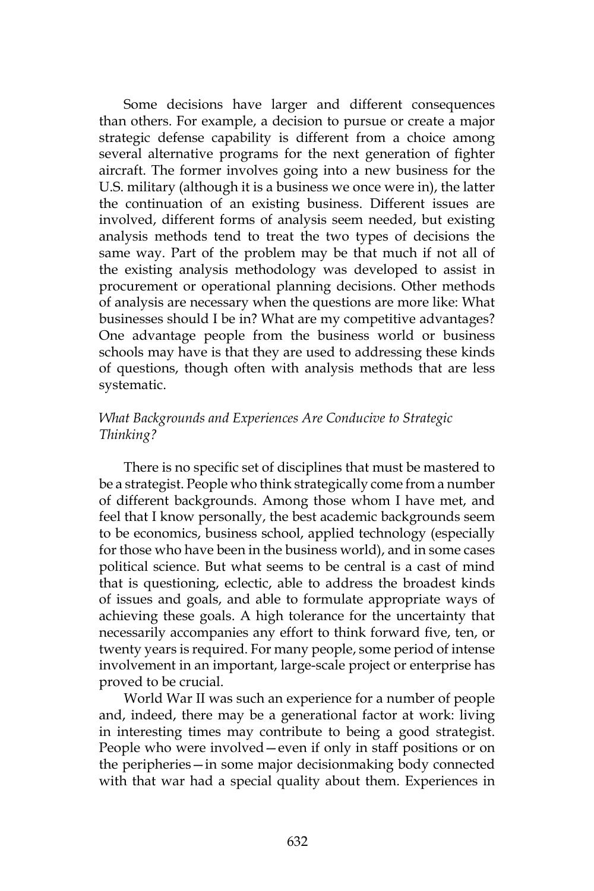Some decisions have larger and different consequences than others. For example, a decision to pursue or create a major strategic defense capability is different from a choice among several alternative programs for the next generation of fighter aircraft. The former involves going into a new business for the U.S. military (although it is a business we once were in), the latter the continuation of an existing business. Different issues are involved, different forms of analysis seem needed, but existing analysis methods tend to treat the two types of decisions the same way. Part of the problem may be that much if not all of the existing analysis methodology was developed to assist in procurement or operational planning decisions. Other methods of analysis are necessary when the questions are more like: What businesses should I be in? What are my competitive advantages? One advantage people from the business world or business schools may have is that they are used to addressing these kinds of questions, though often with analysis methods that are less systematic.

### *What Backgrounds and Experiences Are Conducive to Strategic Thinking?*

There is no specific set of disciplines that must be mastered to be a strategist. People who think strategically come from a number of different backgrounds. Among those whom I have met, and feel that I know personally, the best academic backgrounds seem to be economics, business school, applied technology (especially for those who have been in the business world), and in some cases political science. But what seems to be central is a cast of mind that is questioning, eclectic, able to address the broadest kinds of issues and goals, and able to formulate appropriate ways of achieving these goals. A high tolerance for the uncertainty that necessarily accompanies any effort to think forward five, ten, or twenty years is required. For many people, some period of intense involvement in an important, large-scale project or enterprise has proved to be crucial.

World War II was such an experience for a number of people and, indeed, there may be a generational factor at work: living in interesting times may contribute to being a good strategist. People who were involved—even if only in staff positions or on the peripheries—in some major decisionmaking body connected with that war had a special quality about them. Experiences in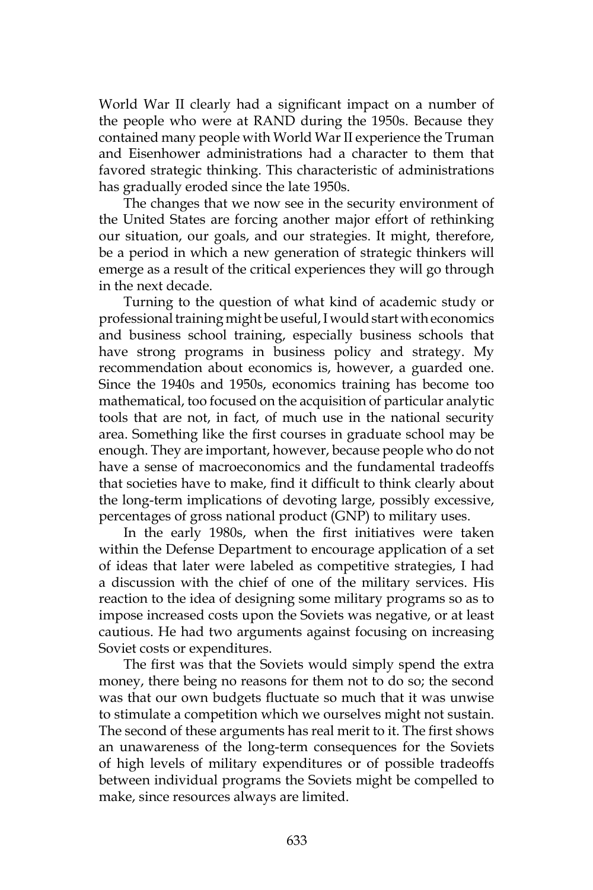World War II clearly had a significant impact on a number of the people who were at RAND during the 1950s. Because they contained many people with World War II experience the Truman and Eisenhower administrations had a character to them that favored strategic thinking. This characteristic of administrations has gradually eroded since the late 1950s.

The changes that we now see in the security environment of the United States are forcing another major effort of rethinking our situation, our goals, and our strategies. It might, therefore, be a period in which a new generation of strategic thinkers will emerge as a result of the critical experiences they will go through in the next decade.

Turning to the question of what kind of academic study or professional training might be useful, I would start with economics and business school training, especially business schools that have strong programs in business policy and strategy. My recommendation about economics is, however, a guarded one. Since the 1940s and 1950s, economics training has become too mathematical, too focused on the acquisition of particular analytic tools that are not, in fact, of much use in the national security area. Something like the first courses in graduate school may be enough. They are important, however, because people who do not have a sense of macroeconomics and the fundamental tradeoffs that societies have to make, find it difficult to think clearly about the long-term implications of devoting large, possibly excessive, percentages of gross national product (GNP) to military uses.

In the early 1980s, when the first initiatives were taken within the Defense Department to encourage application of a set of ideas that later were labeled as competitive strategies, I had a discussion with the chief of one of the military services. His reaction to the idea of designing some military programs so as to impose increased costs upon the Soviets was negative, or at least cautious. He had two arguments against focusing on increasing Soviet costs or expenditures.

The first was that the Soviets would simply spend the extra money, there being no reasons for them not to do so; the second was that our own budgets fluctuate so much that it was unwise to stimulate a competition which we ourselves might not sustain. The second of these arguments has real merit to it. The first shows an unawareness of the long-term consequences for the Soviets of high levels of military expenditures or of possible tradeoffs between individual programs the Soviets might be compelled to make, since resources always are limited.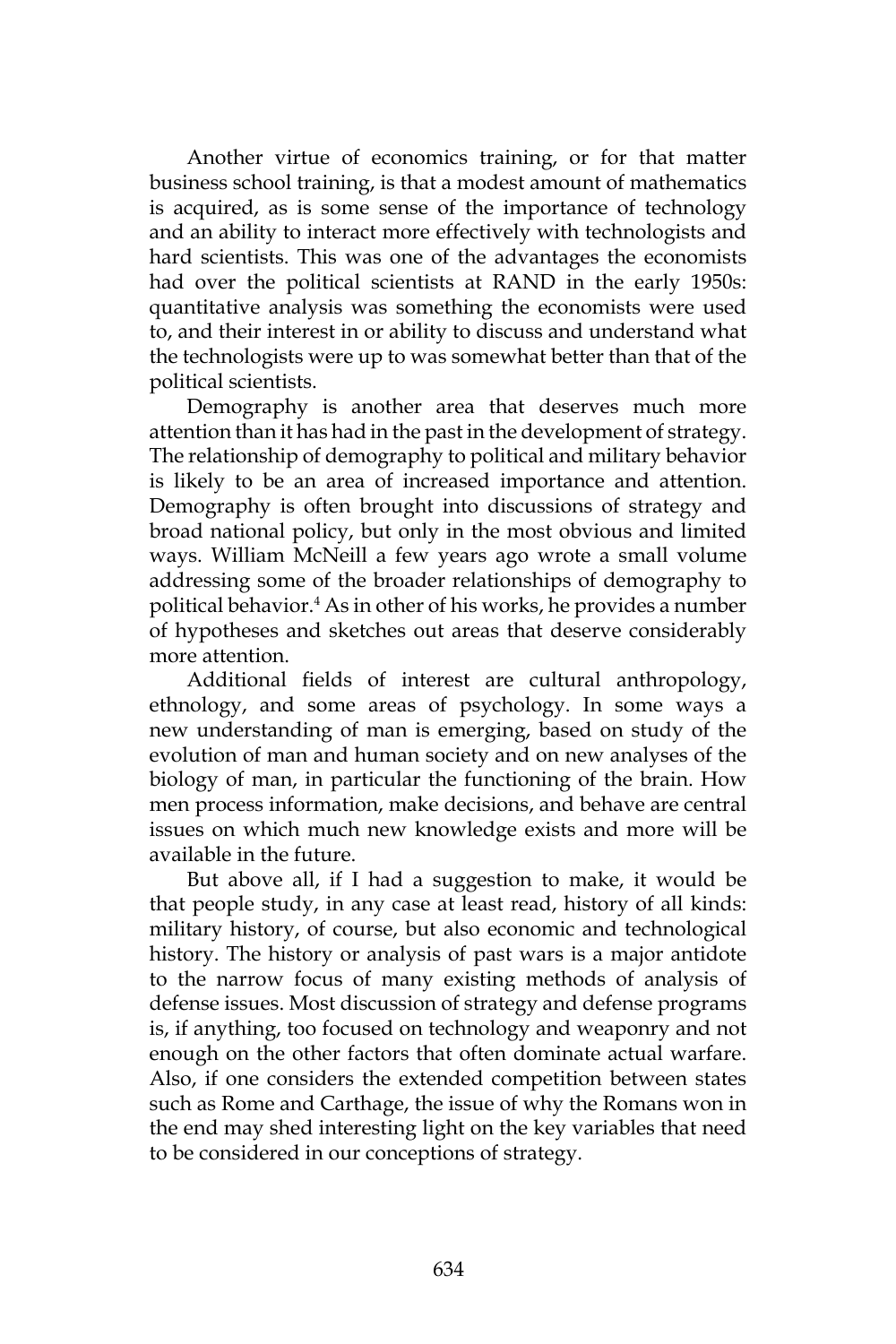Another virtue of economics training, or for that matter business school training, is that a modest amount of mathematics is acquired, as is some sense of the importance of technology and an ability to interact more effectively with technologists and hard scientists. This was one of the advantages the economists had over the political scientists at RAND in the early 1950s: quantitative analysis was something the economists were used to, and their interest in or ability to discuss and understand what the technologists were up to was somewhat better than that of the political scientists.

Demography is another area that deserves much more attention than it has had in the past in the development of strategy. The relationship of demography to political and military behavior is likely to be an area of increased importance and attention. Demography is often brought into discussions of strategy and broad national policy, but only in the most obvious and limited ways. William McNeill a few years ago wrote a small volume addressing some of the broader relationships of demography to political behavior.[4] As in other of his works, he provides a number of hypotheses and sketches out areas that deserve considerably more attention.

Additional fields of interest are cultural anthropology, ethnology, and some areas of psychology. In some ways a new understanding of man is emerging, based on study of the evolution of man and human society and on new analyses of the biology of man, in particular the functioning of the brain. How men process information, make decisions, and behave are central issues on which much new knowledge exists and more will be available in the future.

But above all, if I had a suggestion to make, it would be that people study, in any case at least read, history of all kinds: military history, of course, but also economic and technological history. The history or analysis of past wars is a major antidote to the narrow focus of many existing methods of analysis of defense issues. Most discussion of strategy and defense programs is, if anything, too focused on technology and weaponry and not enough on the other factors that often dominate actual warfare. Also, if one considers the extended competition between states such as Rome and Carthage, the issue of why the Romans won in the end may shed interesting light on the key variables that need to be considered in our conceptions of strategy.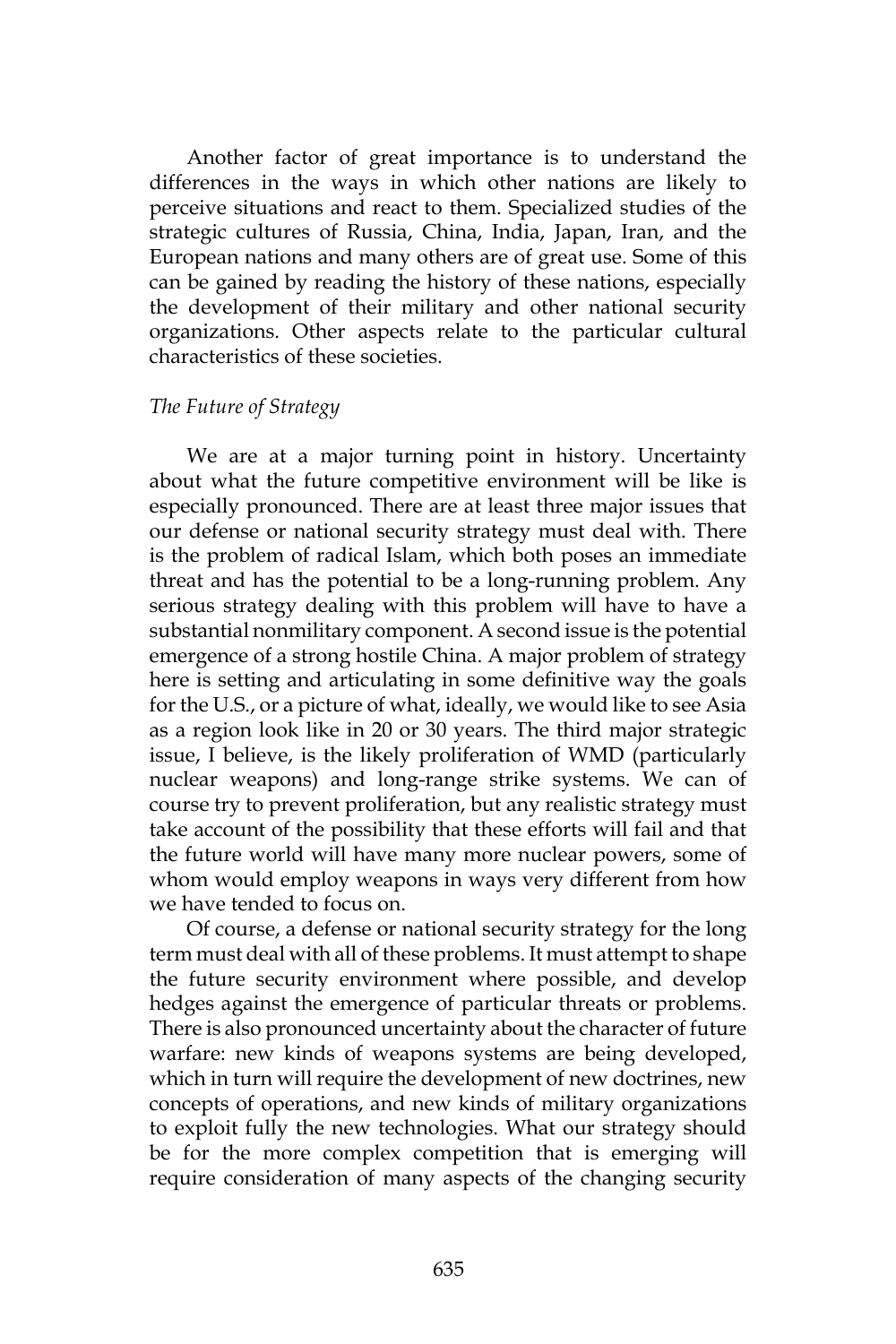Another factor of great importance is to understand the differences in the ways in which other nations are likely to perceive situations and react to them. Specialized studies of the strategic cultures of Russia, China, India, Japan, Iran, and the European nations and many others are of great use. Some of this can be gained by reading the history of these nations, especially the development of their military and other national security organizations. Other aspects relate to the particular cultural characteristics of these societies.

*The Future of Strategy*

We are at a major turning point in history. Uncertainty about what the future competitive environment will be like is especially pronounced. There are at least three major issues that our defense or national security strategy must deal with. There is the problem of radical Islam, which both poses an immediate threat and has the potential to be a long-running problem. Any serious strategy dealing with this problem will have to have a substantial nonmilitary component. A second issue is the potential emergence of a strong hostile China. A major problem of strategy here is setting and articulating in some definitive way the goals for the U.S., or a picture of what, ideally, we would like to see Asia as a region look like in 20 or 30 years. The third major strategic issue, I believe, is the likely proliferation of WMD (particularly nuclear weapons) and long-range strike systems. We can of course try to prevent proliferation, but any realistic strategy must take account of the possibility that these efforts will fail and that the future world will have many more nuclear powers, some of whom would employ weapons in ways very different from how we have tended to focus on.

Of course, a defense or national security strategy for the long term must deal with all of these problems. It must attempt to shape the future security environment where possible, and develop hedges against the emergence of particular threats or problems. There is also pronounced uncertainty about the character of future warfare: new kinds of weapons systems are being developed, which in turn will require the development of new doctrines, new concepts of operations, and new kinds of military organizations to exploit fully the new technologies. What our strategy should be for the more complex competition that is emerging will require consideration of many aspects of the changing security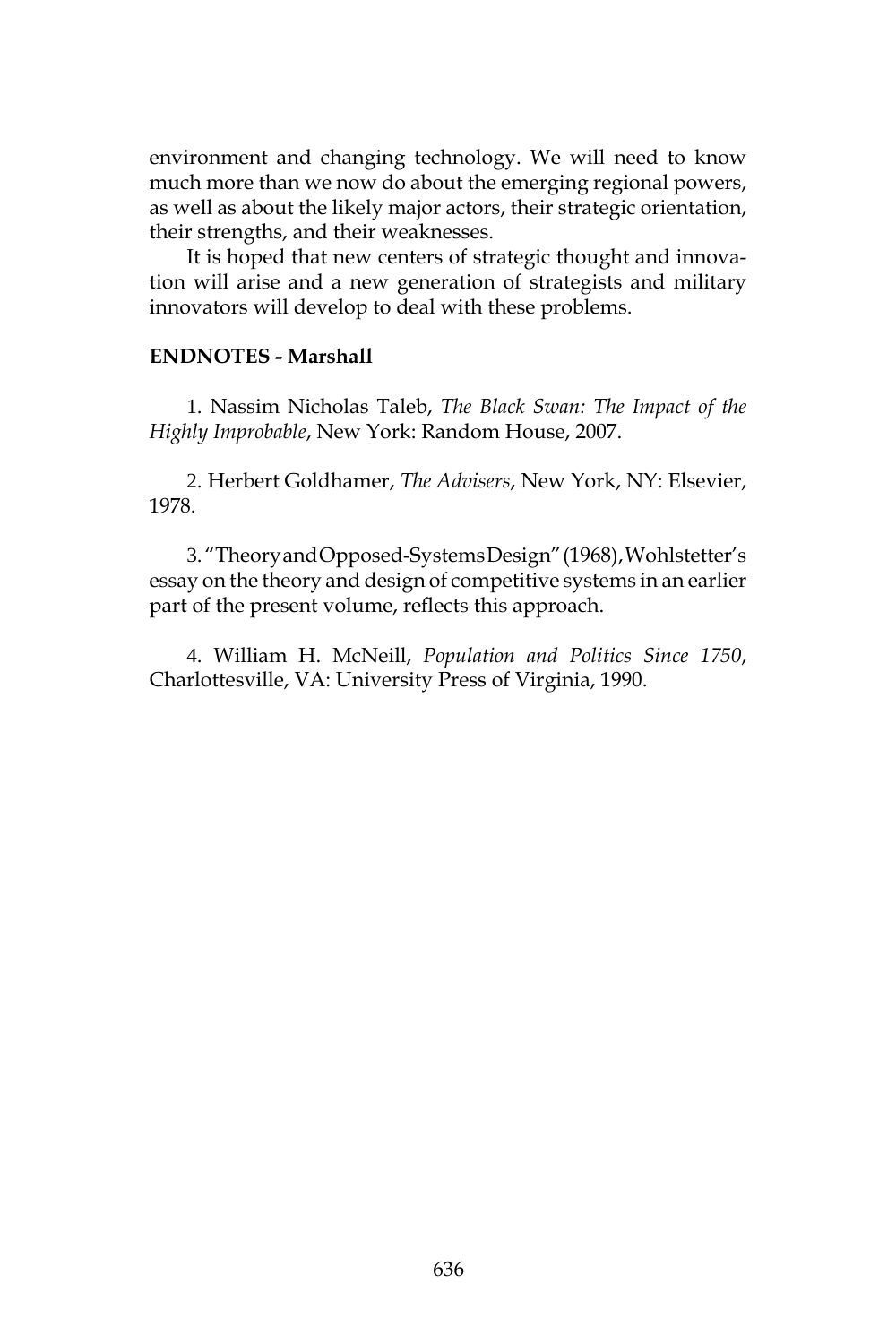environment and changing technology. We will need to know much more than we now do about the emerging regional powers, as well as about the likely major actors, their strategic orientation, their strengths, and their weaknesses.

It is hoped that new centers of strategic thought and innovation will arise and a new generation of strategists and military innovators will develop to deal with these problems.

**ENDNOTES - Marshall**

1. Nassim Nicholas Taleb, *The Black Swan: The Impact of the Highly Improbable*, New York: Random House, 2007.

2. Herbert Goldhamer, *The Advisers*, New York, NY: Elsevier, 1978.

3. "Theory and Opposed-Systems Design" (1968), Wohlstetter's essay on the theory and design of competitive systems in an earlier part of the present volume, reflects this approach.

4. William H. McNeill, *Population and Politics Since 1750*, Charlottesville, VA: University Press of Virginia, 1990.